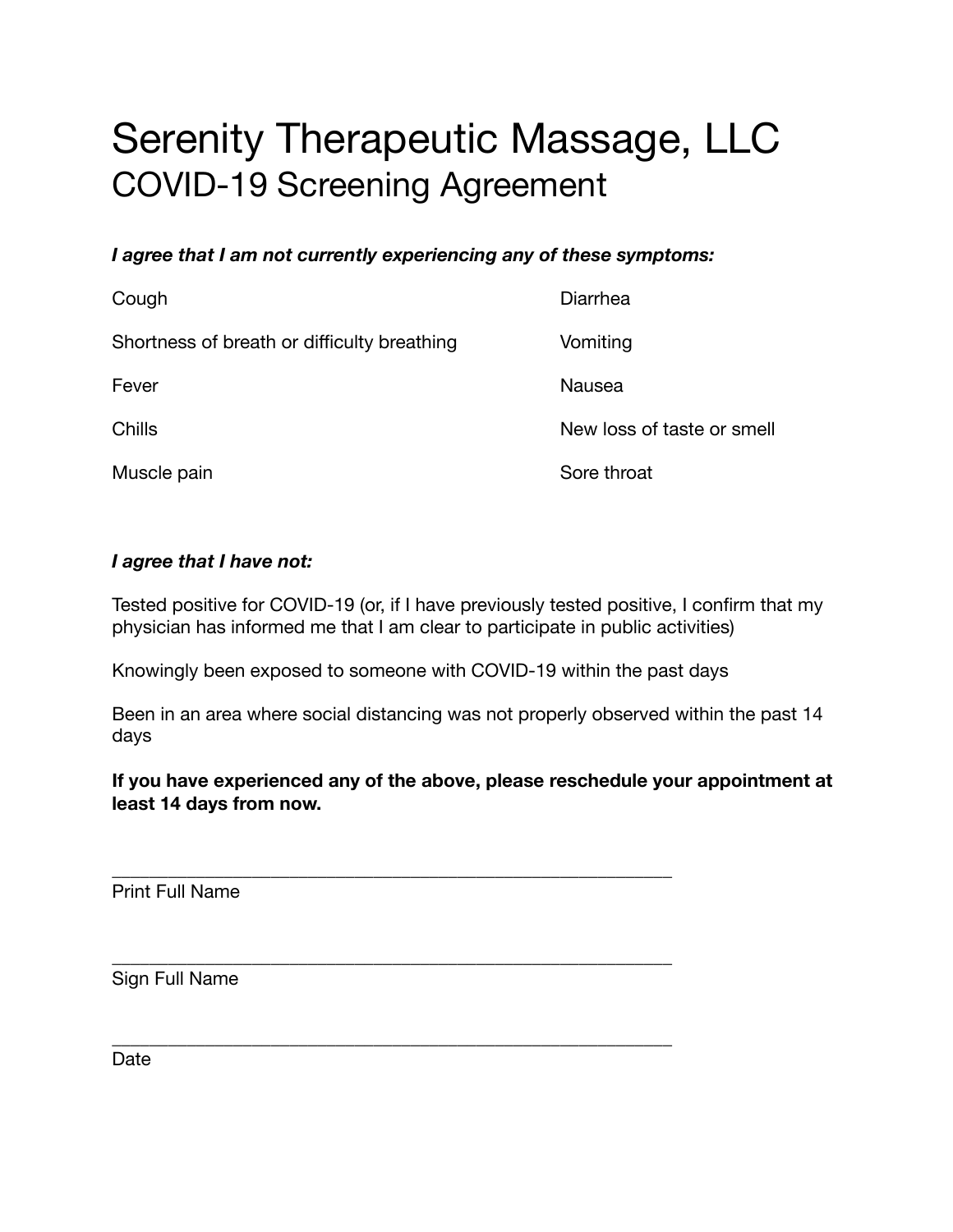# Serenity Therapeutic Massage, LLC
## COVID-19 Screening Agreement

***I agree that I am not currently experiencing any of these symptoms:***

- Cough
- Shortness of breath or difficulty breathing
- Fever
- Chills
- Muscle pain
- Diarrhea
- Vomiting
- Nausea
- New loss of taste or smell
- Sore throat

***I agree that I have not:***

Tested positive for COVID-19 (or, if I have previously tested positive, I confirm that my physician has informed me that I am clear to participate in public activities)

Knowingly been exposed to someone with COVID-19 within the past days

Been in an area where social distancing was not properly observed within the past 14 days

**If you have experienced any of the above, please reschedule your appointment at least 14 days from now.**

\_\_\_\_\_\_\_\_\_\_\_\_\_\_\_\_\_\_\_\_\_\_\_\_\_\_\_\_\_\_\_\_\_\_\_\_\_\_\_\_\_\_\_\_\_\_\_\_

Print Full Name

\_\_\_\_\_\_\_\_\_\_\_\_\_\_\_\_\_\_\_\_\_\_\_\_\_\_\_\_\_\_\_\_\_\_\_\_\_\_\_\_\_\_\_\_\_\_\_\_

Sign Full Name

\_\_\_\_\_\_\_\_\_\_\_\_\_\_\_\_\_\_\_\_\_\_\_\_\_\_\_\_\_\_\_\_\_\_\_\_\_\_\_\_\_\_\_\_\_\_\_\_

Date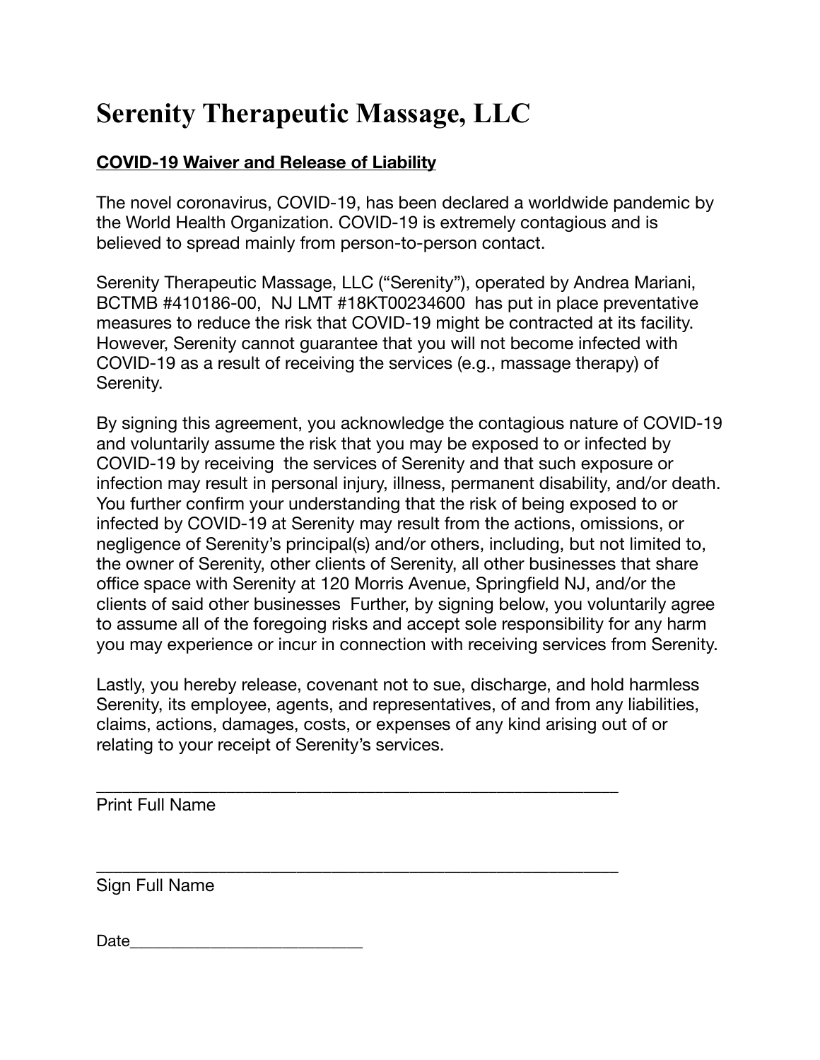# Serenity Therapeutic Massage, LLC

**COVID-19 Waiver and Release of Liability**

The novel coronavirus, COVID-19, has been declared a worldwide pandemic by the World Health Organization. COVID-19 is extremely contagious and is believed to spread mainly from person-to-person contact.

Serenity Therapeutic Massage, LLC ("Serenity"), operated by Andrea Mariani, BCTMB #410186-00, NJ LMT #18KT00234600 has put in place preventative measures to reduce the risk that COVID-19 might be contracted at its facility. However, Serenity cannot guarantee that you will not become infected with COVID-19 as a result of receiving the services (e.g., massage therapy) of Serenity.

By signing this agreement, you acknowledge the contagious nature of COVID-19 and voluntarily assume the risk that you may be exposed to or infected by COVID-19 by receiving the services of Serenity and that such exposure or infection may result in personal injury, illness, permanent disability, and/or death. You further confirm your understanding that the risk of being exposed to or infected by COVID-19 at Serenity may result from the actions, omissions, or negligence of Serenity's principal(s) and/or others, including, but not limited to, the owner of Serenity, other clients of Serenity, all other businesses that share office space with Serenity at 120 Morris Avenue, Springfield NJ, and/or the clients of said other businesses Further, by signing below, you voluntarily agree to assume all of the foregoing risks and accept sole responsibility for any harm you may experience or incur in connection with receiving services from Serenity.

Lastly, you hereby release, covenant not to sue, discharge, and hold harmless Serenity, its employee, agents, and representatives, of and from any liabilities, claims, actions, damages, costs, or expenses of any kind arising out of or relating to your receipt of Serenity's services.

_____________________________________________________________

Print Full Name

_____________________________________________________________

Sign Full Name

Date____________________________